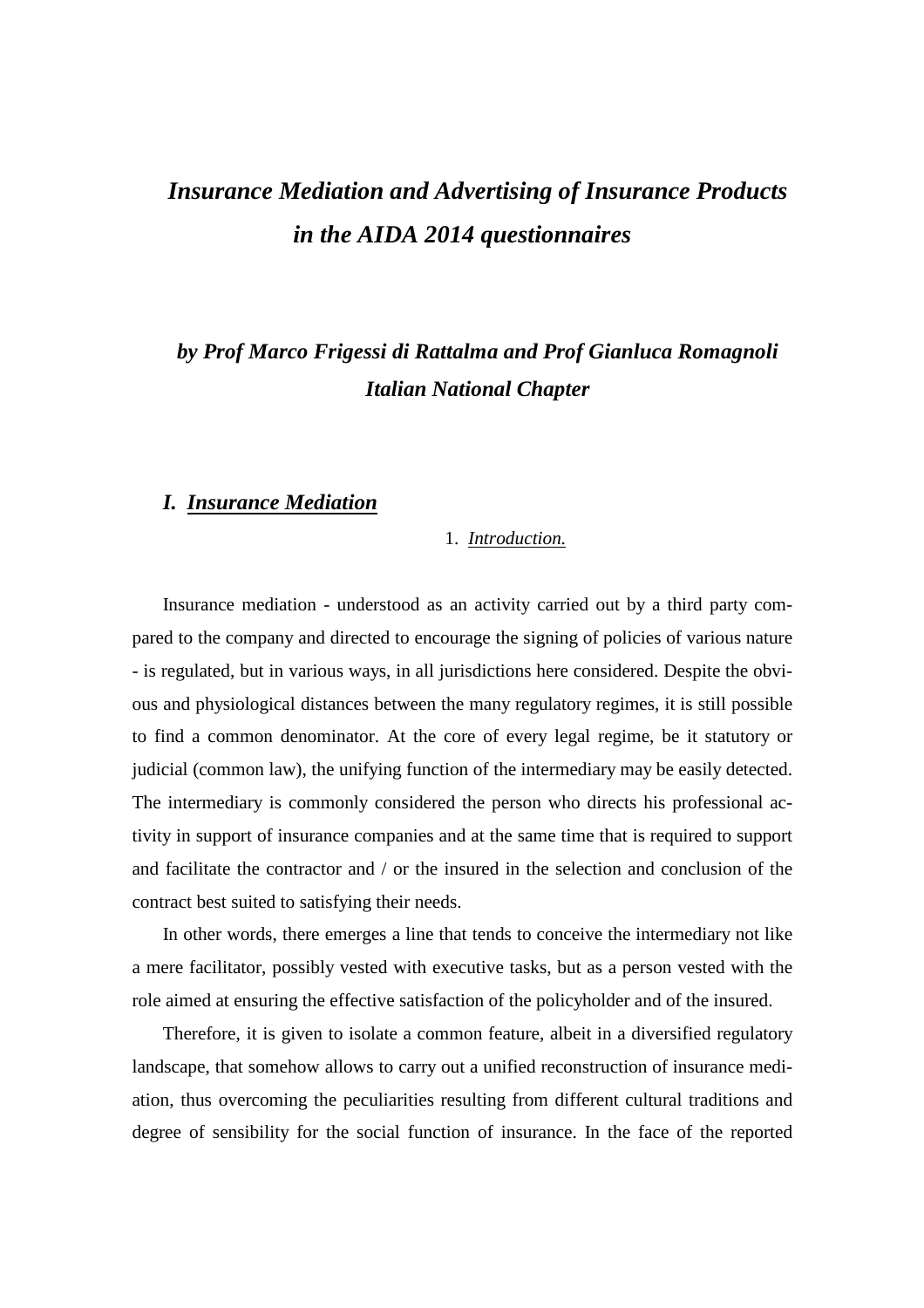# *Insurance Mediation and Advertising of Insurance Products in the AIDA 2014 questionnaires*

***by Prof Marco Frigessi di Rattalma and Prof Gianluca Romagnoli Italian National Chapter***

## *I. Insurance Mediation*

### 1. *Introduction.*

Insurance mediation - understood as an activity carried out by a third party compared to the company and directed to encourage the signing of policies of various nature - is regulated, but in various ways, in all jurisdictions here considered. Despite the obvious and physiological distances between the many regulatory regimes, it is still possible to find a common denominator. At the core of every legal regime, be it statutory or judicial (common law), the unifying function of the intermediary may be easily detected. The intermediary is commonly considered the person who directs his professional activity in support of insurance companies and at the same time that is required to support and facilitate the contractor and / or the insured in the selection and conclusion of the contract best suited to satisfying their needs.

In other words, there emerges a line that tends to conceive the intermediary not like a mere facilitator, possibly vested with executive tasks, but as a person vested with the role aimed at ensuring the effective satisfaction of the policyholder and of the insured.

Therefore, it is given to isolate a common feature, albeit in a diversified regulatory landscape, that somehow allows to carry out a unified reconstruction of insurance mediation, thus overcoming the peculiarities resulting from different cultural traditions and degree of sensibility for the social function of insurance. In the face of the reported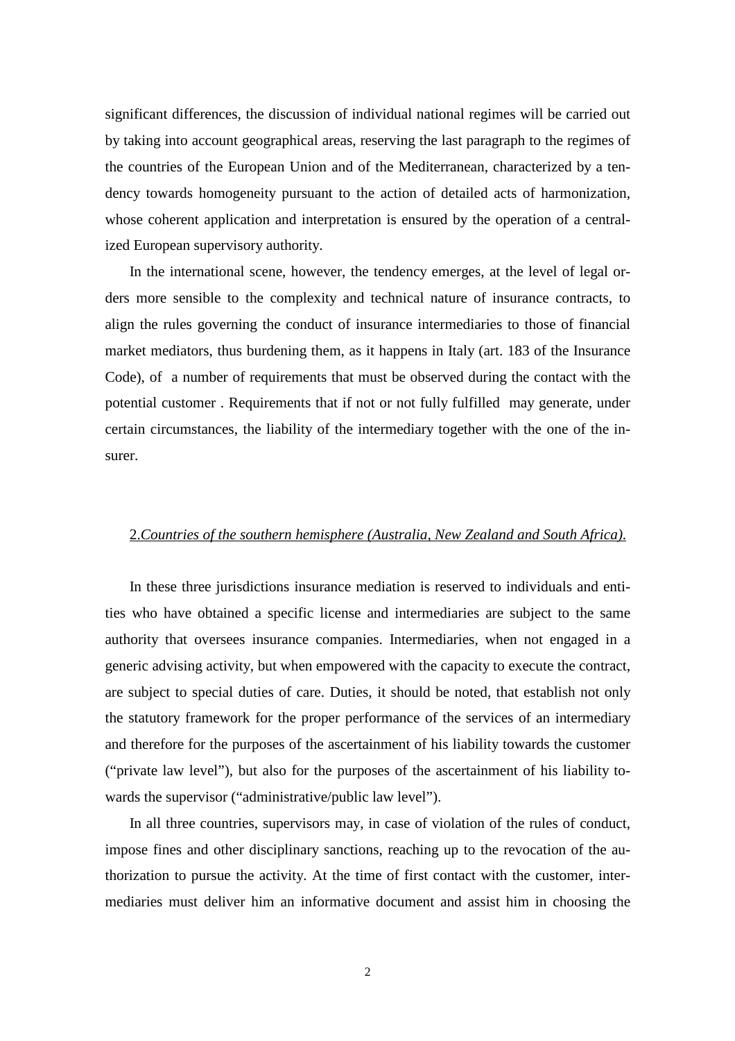significant differences, the discussion of individual national regimes will be carried out by taking into account geographical areas, reserving the last paragraph to the regimes of the countries of the European Union and of the Mediterranean, characterized by a tendency towards homogeneity pursuant to the action of detailed acts of harmonization, whose coherent application and interpretation is ensured by the operation of a centralized European supervisory authority.

In the international scene, however, the tendency emerges, at the level of legal orders more sensible to the complexity and technical nature of insurance contracts, to align the rules governing the conduct of insurance intermediaries to those of financial market mediators, thus burdening them, as it happens in Italy (art. 183 of the Insurance Code), of a number of requirements that must be observed during the contact with the potential customer . Requirements that if not or not fully fulfilled may generate, under certain circumstances, the liability of the intermediary together with the one of the insurer.

## 2. *Countries of the southern hemisphere (Australia, New Zealand and South Africa).*

In these three jurisdictions insurance mediation is reserved to individuals and entities who have obtained a specific license and intermediaries are subject to the same authority that oversees insurance companies. Intermediaries, when not engaged in a generic advising activity, but when empowered with the capacity to execute the contract, are subject to special duties of care. Duties, it should be noted, that establish not only the statutory framework for the proper performance of the services of an intermediary and therefore for the purposes of the ascertainment of his liability towards the customer ("private law level"), but also for the purposes of the ascertainment of his liability towards the supervisor ("administrative/public law level").

In all three countries, supervisors may, in case of violation of the rules of conduct, impose fines and other disciplinary sanctions, reaching up to the revocation of the authorization to pursue the activity. At the time of first contact with the customer, intermediaries must deliver him an informative document and assist him in choosing the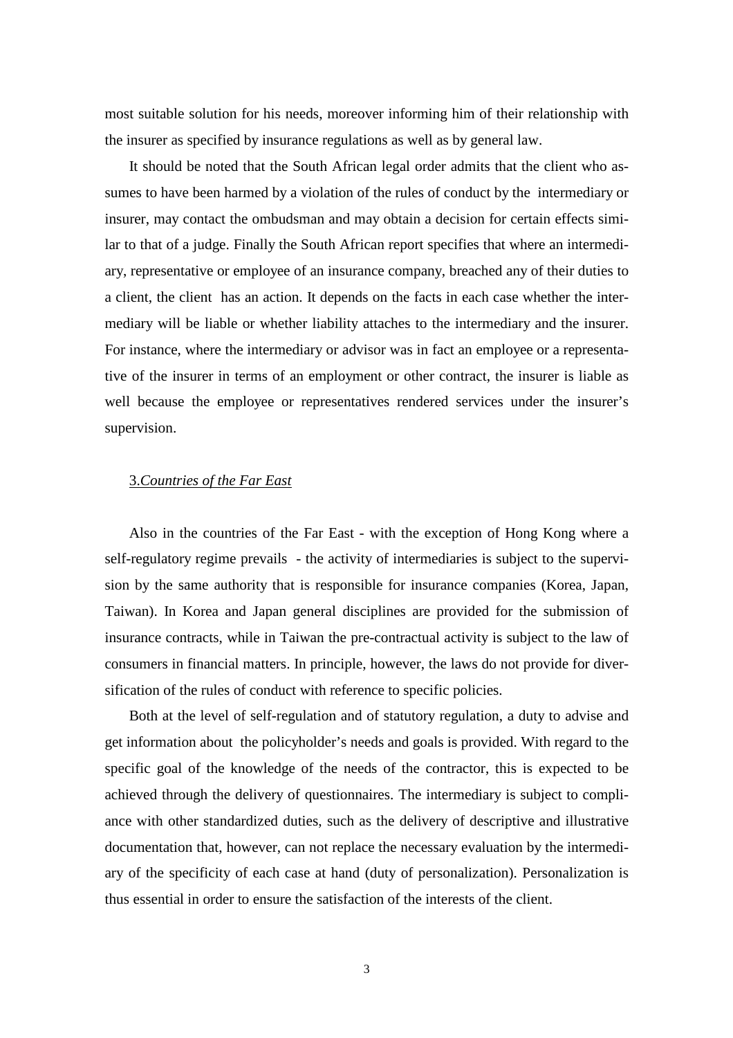most suitable solution for his needs, moreover informing him of their relationship with the insurer as specified by insurance regulations as well as by general law.

It should be noted that the South African legal order admits that the client who assumes to have been harmed by a violation of the rules of conduct by the intermediary or insurer, may contact the ombudsman and may obtain a decision for certain effects similar to that of a judge. Finally the South African report specifies that where an intermediary, representative or employee of an insurance company, breached any of their duties to a client, the client has an action. It depends on the facts in each case whether the intermediary will be liable or whether liability attaches to the intermediary and the insurer. For instance, where the intermediary or advisor was in fact an employee or a representative of the insurer in terms of an employment or other contract, the insurer is liable as well because the employee or representatives rendered services under the insurer's supervision.

### 3.*Countries of the Far East*

Also in the countries of the Far East - with the exception of Hong Kong where a self-regulatory regime prevails - the activity of intermediaries is subject to the supervision by the same authority that is responsible for insurance companies (Korea, Japan, Taiwan). In Korea and Japan general disciplines are provided for the submission of insurance contracts, while in Taiwan the pre-contractual activity is subject to the law of consumers in financial matters. In principle, however, the laws do not provide for diversification of the rules of conduct with reference to specific policies.

Both at the level of self-regulation and of statutory regulation, a duty to advise and get information about the policyholder's needs and goals is provided. With regard to the specific goal of the knowledge of the needs of the contractor, this is expected to be achieved through the delivery of questionnaires. The intermediary is subject to compliance with other standardized duties, such as the delivery of descriptive and illustrative documentation that, however, can not replace the necessary evaluation by the intermediary of the specificity of each case at hand (duty of personalization). Personalization is thus essential in order to ensure the satisfaction of the interests of the client.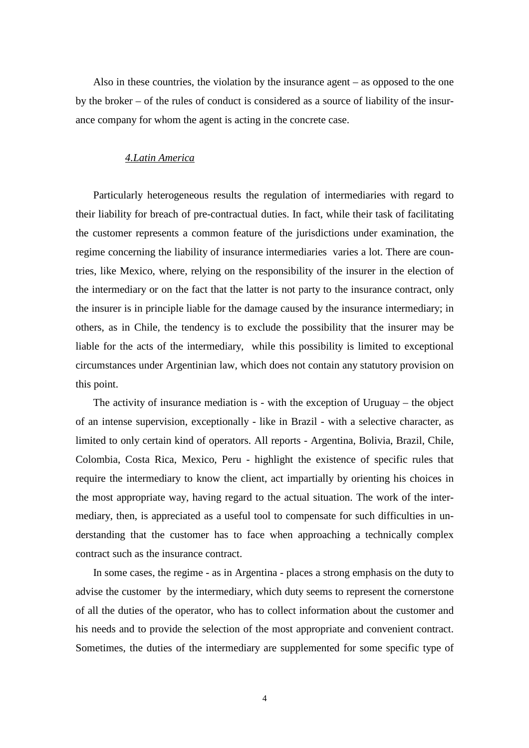Also in these countries, the violation by the insurance agent – as opposed to the one by the broker – of the rules of conduct is considered as a source of liability of the insurance company for whom the agent is acting in the concrete case.

### *4.Latin America*

Particularly heterogeneous results the regulation of intermediaries with regard to their liability for breach of pre-contractual duties. In fact, while their task of facilitating the customer represents a common feature of the jurisdictions under examination, the regime concerning the liability of insurance intermediaries varies a lot. There are countries, like Mexico, where, relying on the responsibility of the insurer in the election of the intermediary or on the fact that the latter is not party to the insurance contract, only the insurer is in principle liable for the damage caused by the insurance intermediary; in others, as in Chile, the tendency is to exclude the possibility that the insurer may be liable for the acts of the intermediary, while this possibility is limited to exceptional circumstances under Argentinian law, which does not contain any statutory provision on this point.

The activity of insurance mediation is - with the exception of Uruguay – the object of an intense supervision, exceptionally - like in Brazil - with a selective character, as limited to only certain kind of operators. All reports - Argentina, Bolivia, Brazil, Chile, Colombia, Costa Rica, Mexico, Peru - highlight the existence of specific rules that require the intermediary to know the client, act impartially by orienting his choices in the most appropriate way, having regard to the actual situation. The work of the intermediary, then, is appreciated as a useful tool to compensate for such difficulties in understanding that the customer has to face when approaching a technically complex contract such as the insurance contract.

In some cases, the regime - as in Argentina - places a strong emphasis on the duty to advise the customer by the intermediary, which duty seems to represent the cornerstone of all the duties of the operator, who has to collect information about the customer and his needs and to provide the selection of the most appropriate and convenient contract. Sometimes, the duties of the intermediary are supplemented for some specific type of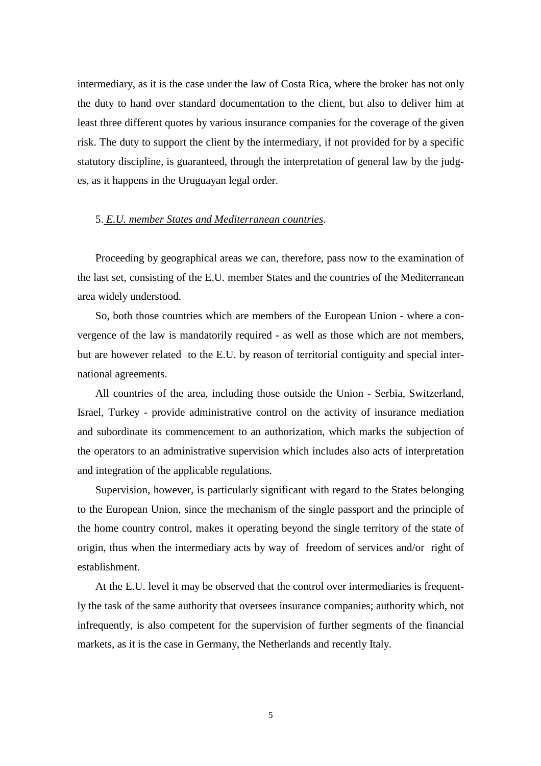intermediary, as it is the case under the law of Costa Rica, where the broker has not only the duty to hand over standard documentation to the client, but also to deliver him at least three different quotes by various insurance companies for the coverage of the given risk. The duty to support the client by the intermediary, if not provided for by a specific statutory discipline, is guaranteed, through the interpretation of general law by the judges, as it happens in the Uruguayan legal order.

## 5. *E.U. member States and Mediterranean countries*.

Proceeding by geographical areas we can, therefore, pass now to the examination of the last set, consisting of the E.U. member States and the countries of the Mediterranean area widely understood.

So, both those countries which are members of the European Union - where a convergence of the law is mandatorily required - as well as those which are not members, but are however related to the E.U. by reason of territorial contiguity and special international agreements.

All countries of the area, including those outside the Union - Serbia, Switzerland, Israel, Turkey - provide administrative control on the activity of insurance mediation and subordinate its commencement to an authorization, which marks the subjection of the operators to an administrative supervision which includes also acts of interpretation and integration of the applicable regulations.

Supervision, however, is particularly significant with regard to the States belonging to the European Union, since the mechanism of the single passport and the principle of the home country control, makes it operating beyond the single territory of the state of origin, thus when the intermediary acts by way of freedom of services and/or right of establishment.

At the E.U. level it may be observed that the control over intermediaries is frequently the task of the same authority that oversees insurance companies; authority which, not infrequently, is also competent for the supervision of further segments of the financial markets, as it is the case in Germany, the Netherlands and recently Italy.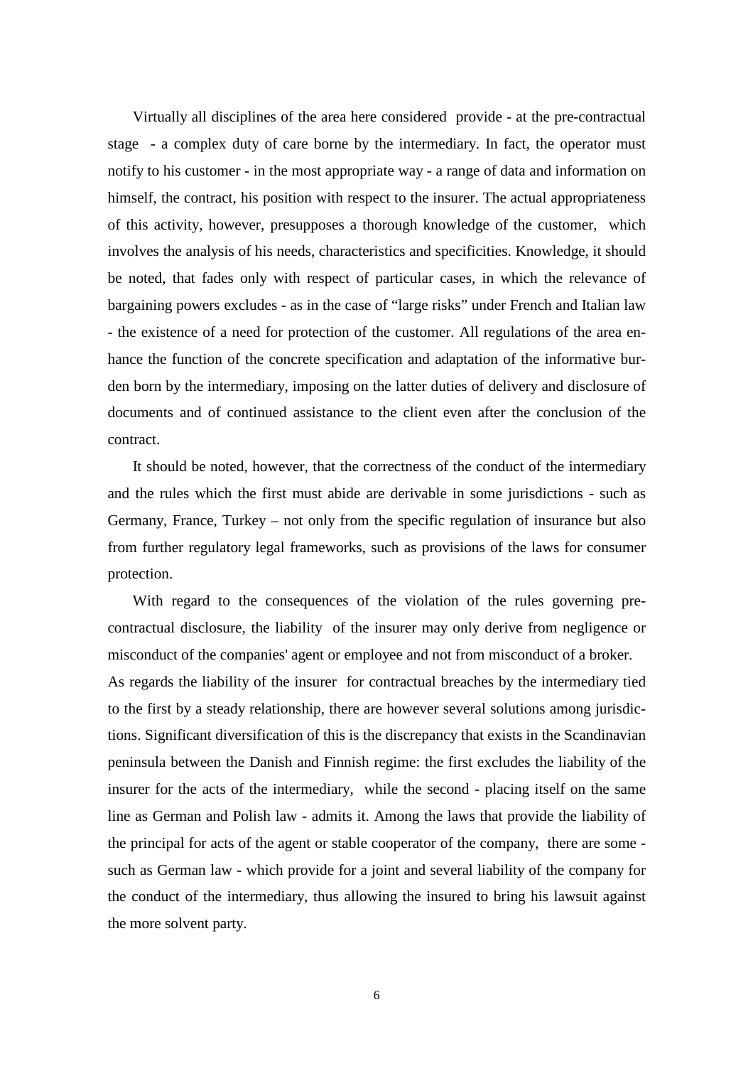Virtually all disciplines of the area here considered provide - at the pre-contractual stage - a complex duty of care borne by the intermediary. In fact, the operator must notify to his customer - in the most appropriate way - a range of data and information on himself, the contract, his position with respect to the insurer. The actual appropriateness of this activity, however, presupposes a thorough knowledge of the customer, which involves the analysis of his needs, characteristics and specificities. Knowledge, it should be noted, that fades only with respect of particular cases, in which the relevance of bargaining powers excludes - as in the case of "large risks" under French and Italian law - the existence of a need for protection of the customer. All regulations of the area enhance the function of the concrete specification and adaptation of the informative burden born by the intermediary, imposing on the latter duties of delivery and disclosure of documents and of continued assistance to the client even after the conclusion of the contract.

It should be noted, however, that the correctness of the conduct of the intermediary and the rules which the first must abide are derivable in some jurisdictions - such as Germany, France, Turkey – not only from the specific regulation of insurance but also from further regulatory legal frameworks, such as provisions of the laws for consumer protection.

With regard to the consequences of the violation of the rules governing pre-contractual disclosure, the liability of the insurer may only derive from negligence or misconduct of the companies' agent or employee and not from misconduct of a broker.
As regards the liability of the insurer for contractual breaches by the intermediary tied to the first by a steady relationship, there are however several solutions among jurisdictions. Significant diversification of this is the discrepancy that exists in the Scandinavian peninsula between the Danish and Finnish regime: the first excludes the liability of the insurer for the acts of the intermediary, while the second - placing itself on the same line as German and Polish law - admits it. Among the laws that provide the liability of the principal for acts of the agent or stable cooperator of the company, there are some - such as German law - which provide for a joint and several liability of the company for the conduct of the intermediary, thus allowing the insured to bring his lawsuit against the more solvent party.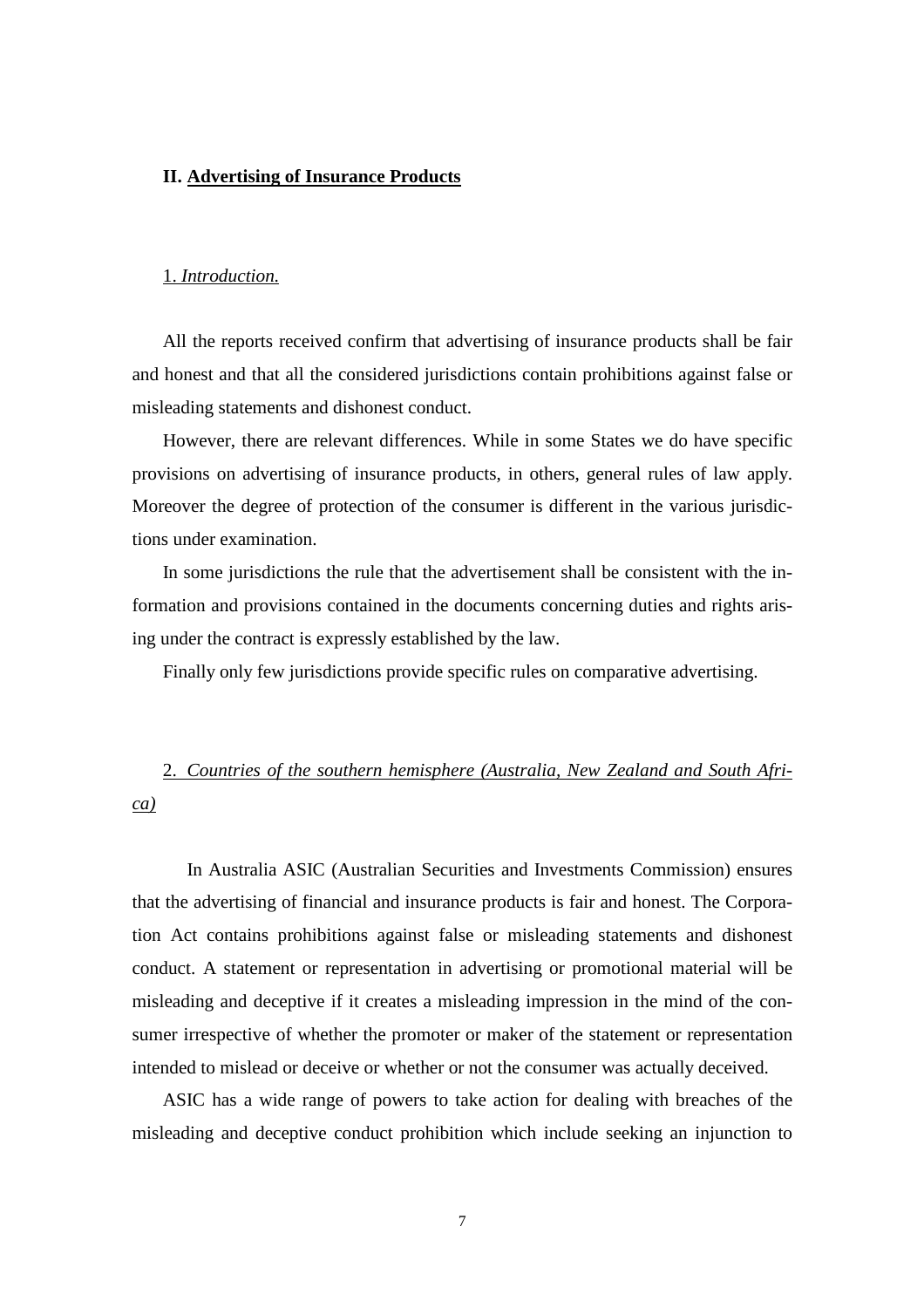## II. Advertising of Insurance Products

### 1. *Introduction.*

All the reports received confirm that advertising of insurance products shall be fair and honest and that all the considered jurisdictions contain prohibitions against false or misleading statements and dishonest conduct.

However, there are relevant differences. While in some States we do have specific provisions on advertising of insurance products, in others, general rules of law apply. Moreover the degree of protection of the consumer is different in the various jurisdictions under examination.

In some jurisdictions the rule that the advertisement shall be consistent with the information and provisions contained in the documents concerning duties and rights arising under the contract is expressly established by the law.

Finally only few jurisdictions provide specific rules on comparative advertising.

### 2. *Countries of the southern hemisphere (Australia, New Zealand and South Africa)*

In Australia ASIC (Australian Securities and Investments Commission) ensures that the advertising of financial and insurance products is fair and honest. The Corporation Act contains prohibitions against false or misleading statements and dishonest conduct. A statement or representation in advertising or promotional material will be misleading and deceptive if it creates a misleading impression in the mind of the consumer irrespective of whether the promoter or maker of the statement or representation intended to mislead or deceive or whether or not the consumer was actually deceived.

ASIC has a wide range of powers to take action for dealing with breaches of the misleading and deceptive conduct prohibition which include seeking an injunction to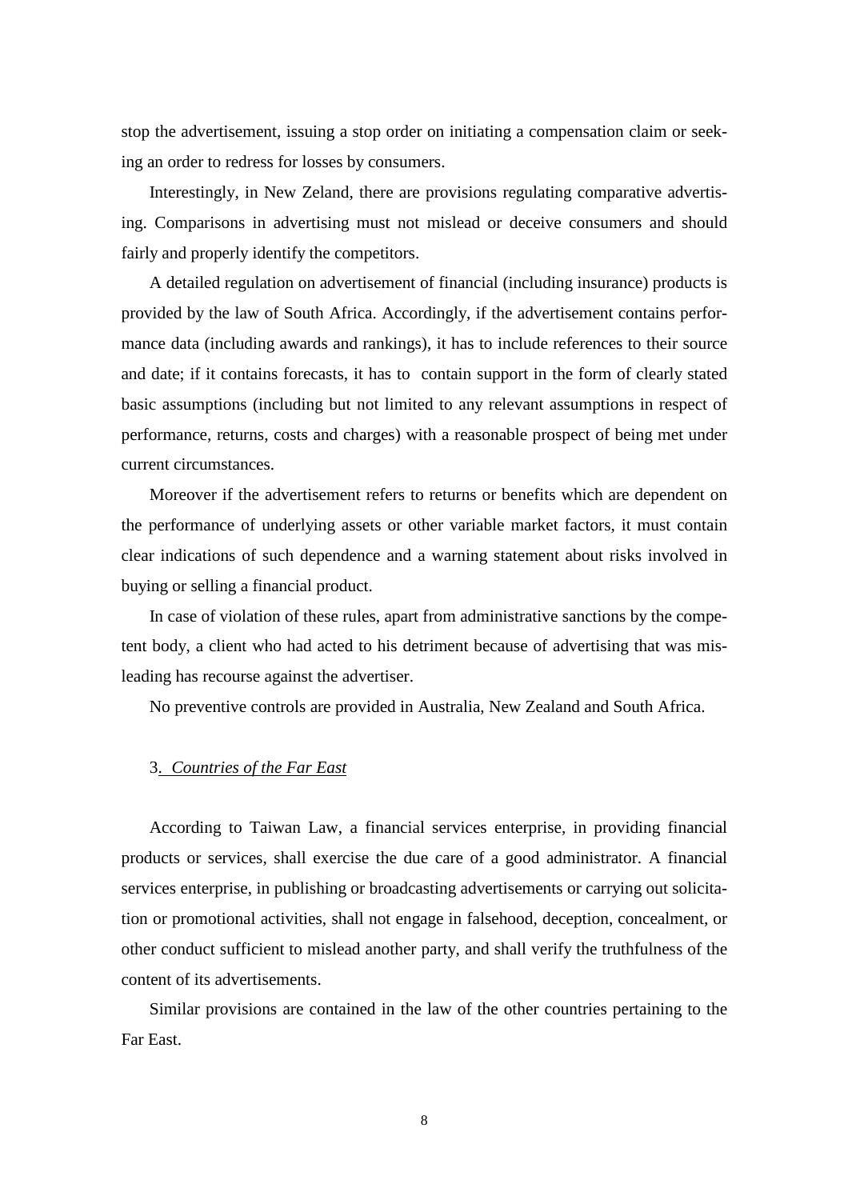stop the advertisement, issuing a stop order on initiating a compensation claim or seeking an order to redress for losses by consumers.

Interestingly, in New Zeland, there are provisions regulating comparative advertising. Comparisons in advertising must not mislead or deceive consumers and should fairly and properly identify the competitors.

A detailed regulation on advertisement of financial (including insurance) products is provided by the law of South Africa. Accordingly, if the advertisement contains performance data (including awards and rankings), it has to include references to their source and date; if it contains forecasts, it has to contain support in the form of clearly stated basic assumptions (including but not limited to any relevant assumptions in respect of performance, returns, costs and charges) with a reasonable prospect of being met under current circumstances.

Moreover if the advertisement refers to returns or benefits which are dependent on the performance of underlying assets or other variable market factors, it must contain clear indications of such dependence and a warning statement about risks involved in buying or selling a financial product.

In case of violation of these rules, apart from administrative sanctions by the competent body, a client who had acted to his detriment because of advertising that was misleading has recourse against the advertiser.

No preventive controls are provided in Australia, New Zealand and South Africa.

### 3. *Countries of the Far East*

According to Taiwan Law, a financial services enterprise, in providing financial products or services, shall exercise the due care of a good administrator. A financial services enterprise, in publishing or broadcasting advertisements or carrying out solicitation or promotional activities, shall not engage in falsehood, deception, concealment, or other conduct sufficient to mislead another party, and shall verify the truthfulness of the content of its advertisements.

Similar provisions are contained in the law of the other countries pertaining to the Far East.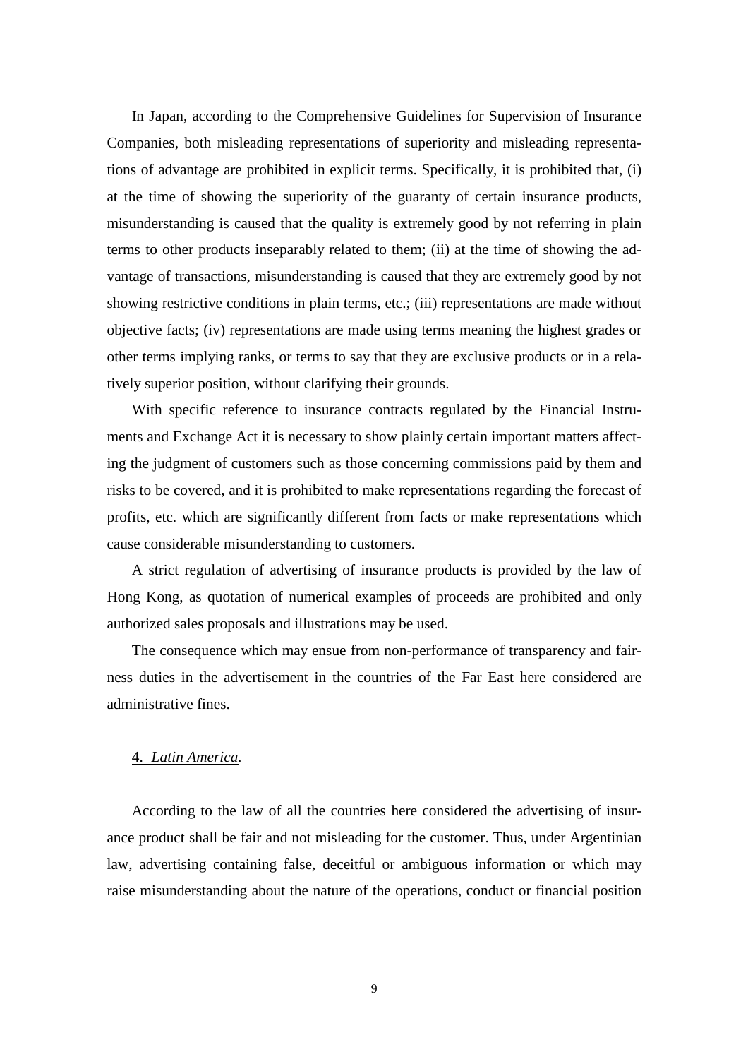In Japan, according to the Comprehensive Guidelines for Supervision of Insurance Companies, both misleading representations of superiority and misleading representations of advantage are prohibited in explicit terms. Specifically, it is prohibited that, (i) at the time of showing the superiority of the guaranty of certain insurance products, misunderstanding is caused that the quality is extremely good by not referring in plain terms to other products inseparably related to them; (ii) at the time of showing the advantage of transactions, misunderstanding is caused that they are extremely good by not showing restrictive conditions in plain terms, etc.; (iii) representations are made without objective facts; (iv) representations are made using terms meaning the highest grades or other terms implying ranks, or terms to say that they are exclusive products or in a relatively superior position, without clarifying their grounds.

With specific reference to insurance contracts regulated by the Financial Instruments and Exchange Act it is necessary to show plainly certain important matters affecting the judgment of customers such as those concerning commissions paid by them and risks to be covered, and it is prohibited to make representations regarding the forecast of profits, etc. which are significantly different from facts or make representations which cause considerable misunderstanding to customers.

A strict regulation of advertising of insurance products is provided by the law of Hong Kong, as quotation of numerical examples of proceeds are prohibited and only authorized sales proposals and illustrations may be used.

The consequence which may ensue from non-performance of transparency and fairness duties in the advertisement in the countries of the Far East here considered are administrative fines.

### 4. *Latin America.*

According to the law of all the countries here considered the advertising of insurance product shall be fair and not misleading for the customer. Thus, under Argentinian law, advertising containing false, deceitful or ambiguous information or which may raise misunderstanding about the nature of the operations, conduct or financial position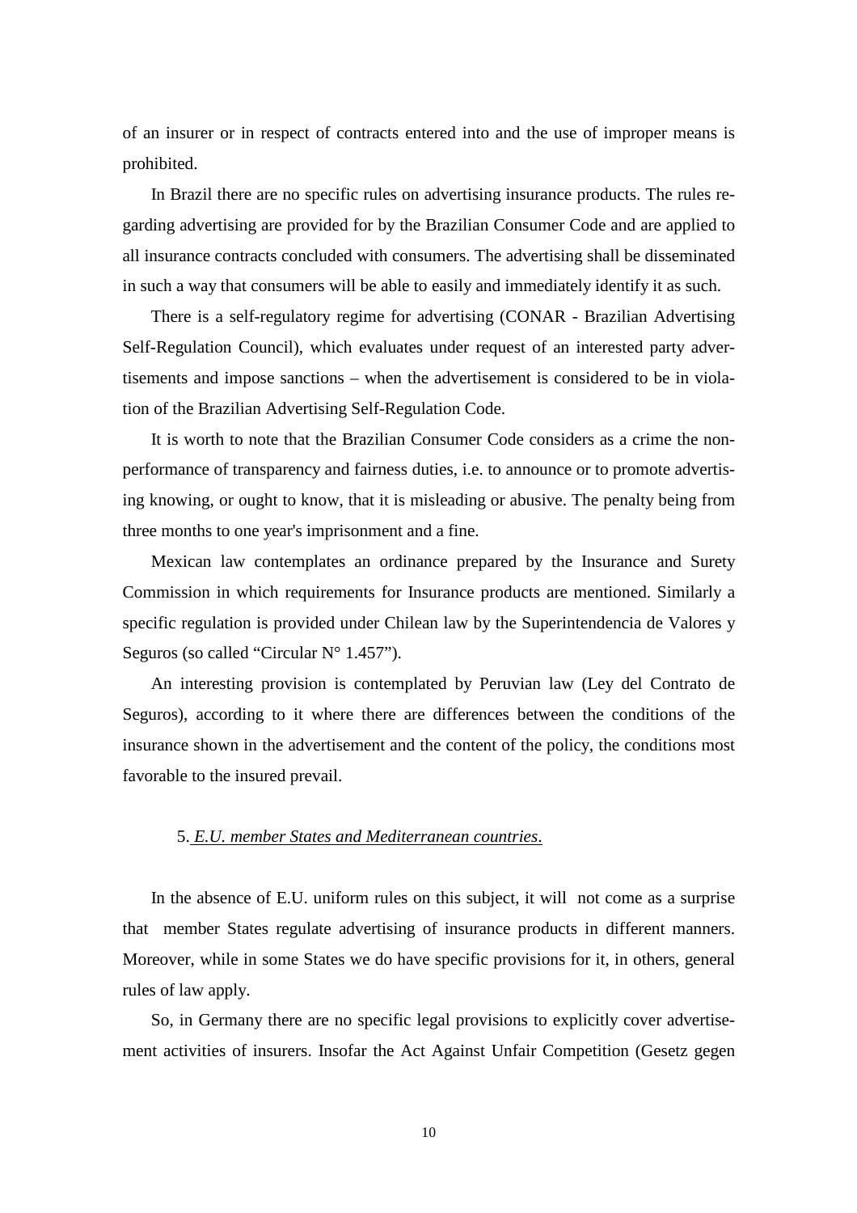of an insurer or in respect of contracts entered into and the use of improper means is prohibited.

In Brazil there are no specific rules on advertising insurance products. The rules regarding advertising are provided for by the Brazilian Consumer Code and are applied to all insurance contracts concluded with consumers. The advertising shall be disseminated in such a way that consumers will be able to easily and immediately identify it as such.

There is a self-regulatory regime for advertising (CONAR - Brazilian Advertising Self-Regulation Council), which evaluates under request of an interested party advertisements and impose sanctions – when the advertisement is considered to be in violation of the Brazilian Advertising Self-Regulation Code.

It is worth to note that the Brazilian Consumer Code considers as a crime the non-performance of transparency and fairness duties, i.e. to announce or to promote advertising knowing, or ought to know, that it is misleading or abusive. The penalty being from three months to one year's imprisonment and a fine.

Mexican law contemplates an ordinance prepared by the Insurance and Surety Commission in which requirements for Insurance products are mentioned. Similarly a specific regulation is provided under Chilean law by the Superintendencia de Valores y Seguros (so called "Circular N° 1.457").

An interesting provision is contemplated by Peruvian law (Ley del Contrato de Seguros), according to it where there are differences between the conditions of the insurance shown in the advertisement and the content of the policy, the conditions most favorable to the insured prevail.

## 5. *E.U. member States and Mediterranean countries.*

In the absence of E.U. uniform rules on this subject, it will not come as a surprise that member States regulate advertising of insurance products in different manners. Moreover, while in some States we do have specific provisions for it, in others, general rules of law apply.

So, in Germany there are no specific legal provisions to explicitly cover advertisement activities of insurers. Insofar the Act Against Unfair Competition (Gesetz gegen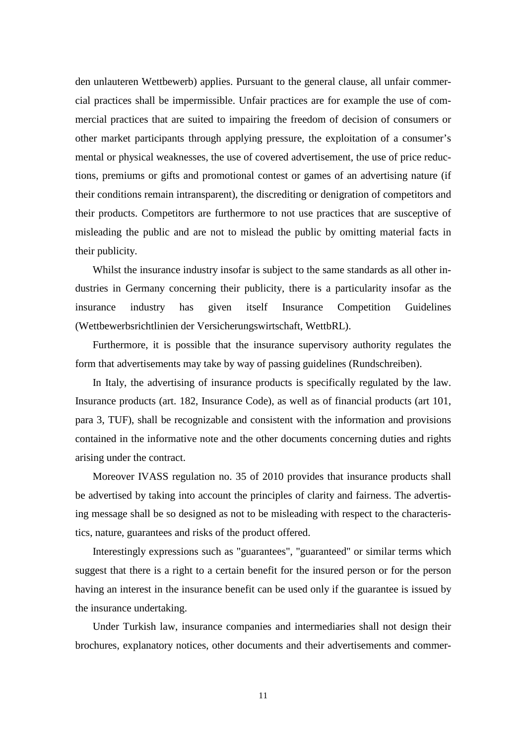den unlauteren Wettbewerb) applies. Pursuant to the general clause, all unfair commercial practices shall be impermissible. Unfair practices are for example the use of commercial practices that are suited to impairing the freedom of decision of consumers or other market participants through applying pressure, the exploitation of a consumer's mental or physical weaknesses, the use of covered advertisement, the use of price reductions, premiums or gifts and promotional contest or games of an advertising nature (if their conditions remain intransparent), the discrediting or denigration of competitors and their products. Competitors are furthermore to not use practices that are susceptive of misleading the public and are not to mislead the public by omitting material facts in their publicity.

Whilst the insurance industry insofar is subject to the same standards as all other industries in Germany concerning their publicity, there is a particularity insofar as the insurance industry has given itself Insurance Competition Guidelines (Wettbewerbsrichtlinien der Versicherungswirtschaft, WettbRL).

Furthermore, it is possible that the insurance supervisory authority regulates the form that advertisements may take by way of passing guidelines (Rundschreiben).

In Italy, the advertising of insurance products is specifically regulated by the law. Insurance products (art. 182, Insurance Code), as well as of financial products (art 101, para 3, TUF), shall be recognizable and consistent with the information and provisions contained in the informative note and the other documents concerning duties and rights arising under the contract.

Moreover IVASS regulation no. 35 of 2010 provides that insurance products shall be advertised by taking into account the principles of clarity and fairness. The advertising message shall be so designed as not to be misleading with respect to the characteristics, nature, guarantees and risks of the product offered.

Interestingly expressions such as "guarantees", "guaranteed" or similar terms which suggest that there is a right to a certain benefit for the insured person or for the person having an interest in the insurance benefit can be used only if the guarantee is issued by the insurance undertaking.

Under Turkish law, insurance companies and intermediaries shall not design their brochures, explanatory notices, other documents and their advertisements and commer-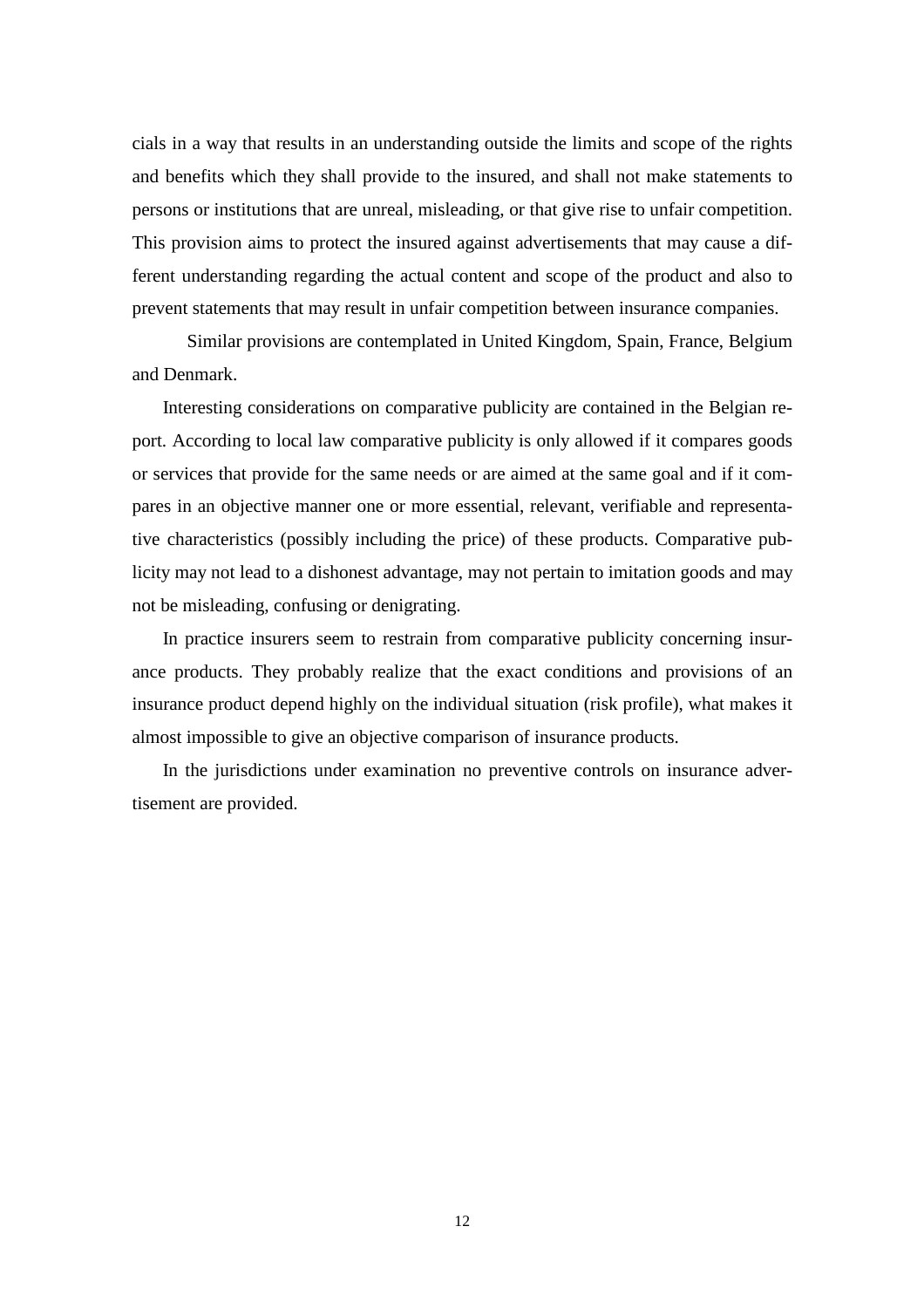cials in a way that results in an understanding outside the limits and scope of the rights and benefits which they shall provide to the insured, and shall not make statements to persons or institutions that are unreal, misleading, or that give rise to unfair competition. This provision aims to protect the insured against advertisements that may cause a different understanding regarding the actual content and scope of the product and also to prevent statements that may result in unfair competition between insurance companies.

Similar provisions are contemplated in United Kingdom, Spain, France, Belgium and Denmark.

Interesting considerations on comparative publicity are contained in the Belgian report. According to local law comparative publicity is only allowed if it compares goods or services that provide for the same needs or are aimed at the same goal and if it compares in an objective manner one or more essential, relevant, verifiable and representative characteristics (possibly including the price) of these products. Comparative publicity may not lead to a dishonest advantage, may not pertain to imitation goods and may not be misleading, confusing or denigrating.

In practice insurers seem to restrain from comparative publicity concerning insurance products. They probably realize that the exact conditions and provisions of an insurance product depend highly on the individual situation (risk profile), what makes it almost impossible to give an objective comparison of insurance products.

In the jurisdictions under examination no preventive controls on insurance advertisement are provided.